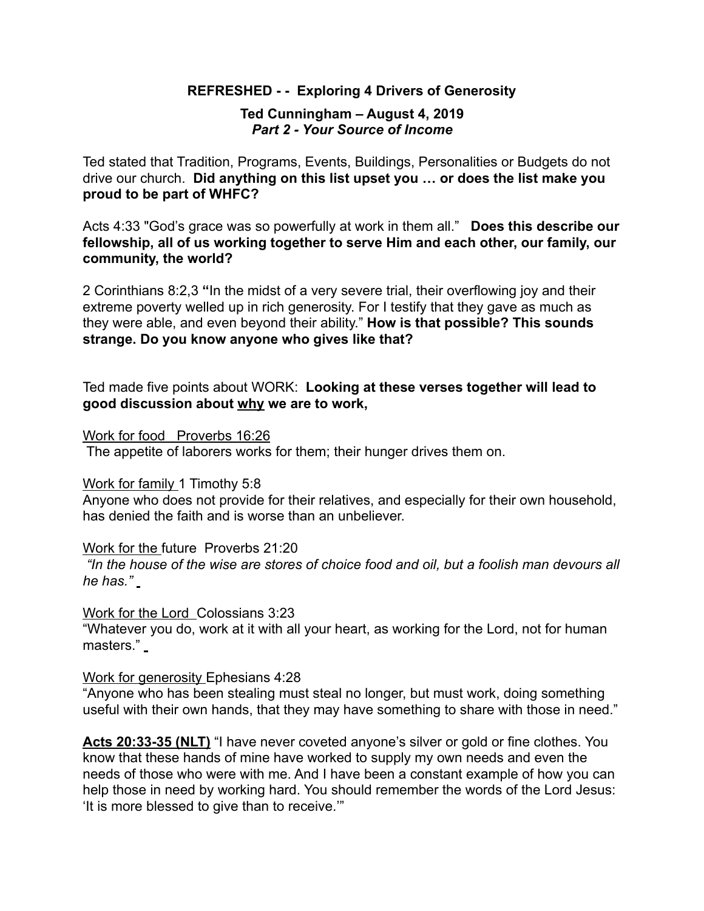**REFRESHED - - Exploring 4 Drivers of Generosity**

**Ted Cunningham – August 4, 2019**
***Part 2 - Your Source of Income***

Ted stated that Tradition, Programs, Events, Buildings, Personalities or Budgets do not drive our church. **Did anything on this list upset you … or does the list make you proud to be part of WHFC?**

Acts 4:33 "God's grace was so powerfully at work in them all." **Does this describe our fellowship, all of us working together to serve Him and each other, our family, our community, the world?**

2 Corinthians 8:2,3 **"**In the midst of a very severe trial, their overflowing joy and their extreme poverty welled up in rich generosity. For I testify that they gave as much as they were able, and even beyond their ability." **How is that possible? This sounds strange. Do you know anyone who gives like that?**

Ted made five points about WORK: **Looking at these verses together will lead to good discussion about <u>why</u> we are to work,**

<u>Work for food</u> Proverbs 16:26
The appetite of laborers works for them; their hunger drives them on.

<u>Work for family</u> 1 Timothy 5:8
Anyone who does not provide for their relatives, and especially for their own household, has denied the faith and is worse than an unbeliever.

<u>Work for the</u> future Proverbs 21:20
*"In the house of the wise are stores of choice food and oil, but a foolish man devours all he has."*

<u>Work for the Lord</u> Colossians 3:23
"Whatever you do, work at it with all your heart, as working for the Lord, not for human masters."

<u>Work for generosity</u> Ephesians 4:28
"Anyone who has been stealing must steal no longer, but must work, doing something useful with their own hands, that they may have something to share with those in need."

**<u>Acts 20:33-35 (NLT)</u>** "I have never coveted anyone's silver or gold or fine clothes. You know that these hands of mine have worked to supply my own needs and even the needs of those who were with me. And I have been a constant example of how you can help those in need by working hard. You should remember the words of the Lord Jesus: 'It is more blessed to give than to receive.'"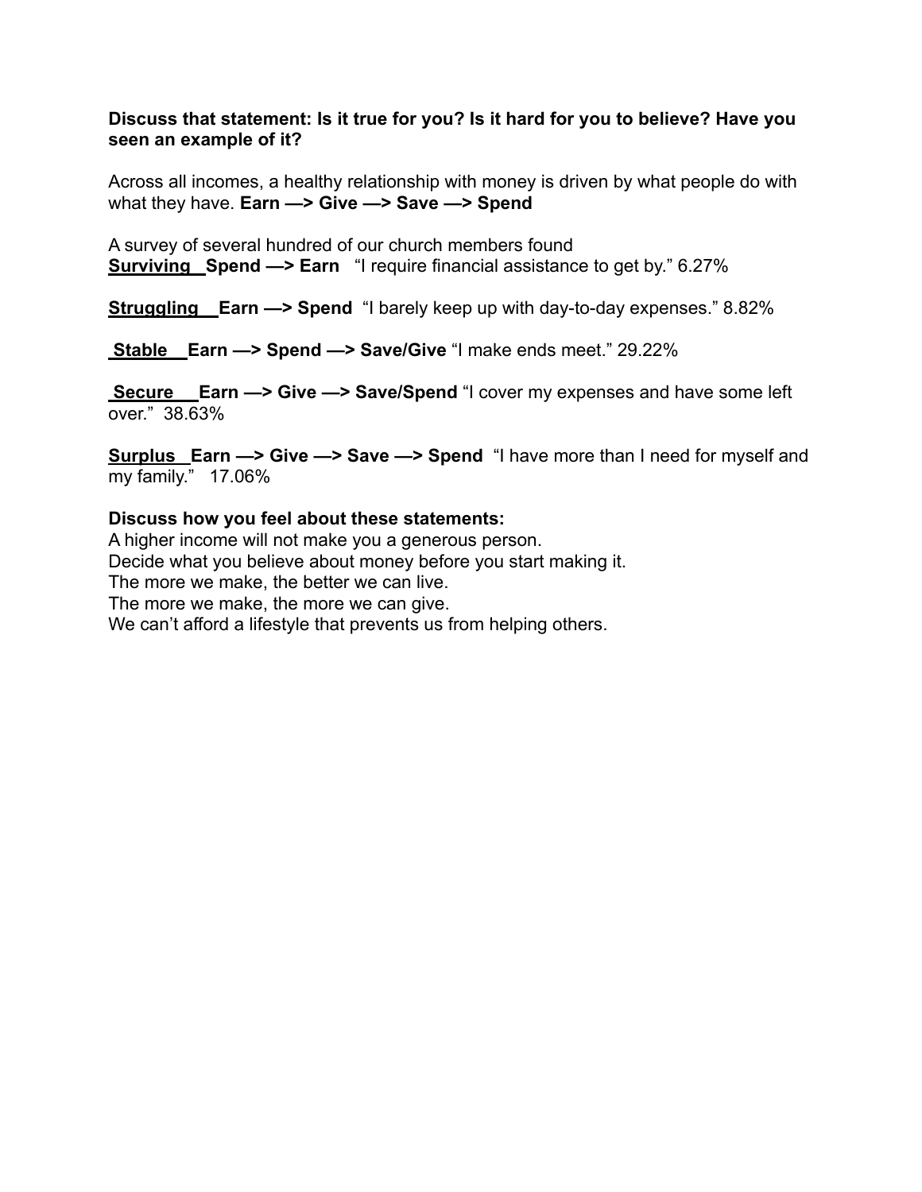**Discuss that statement: Is it true for you? Is it hard for you to believe? Have you seen an example of it?**

Across all incomes, a healthy relationship with money is driven by what people do with what they have. **Earn —> Give —> Save —> Spend**

A survey of several hundred of our church members found
**<u>Surviving</u>** **Spend —> Earn** "I require financial assistance to get by." 6.27%

**<u>Struggling</u>** **Earn —> Spend** "I barely keep up with day-to-day expenses." 8.82%

**<u>Stable</u>** **Earn —> Spend —> Save/Give** "I make ends meet." 29.22%

**<u>Secure</u>** **Earn —> Give —> Save/Spend** "I cover my expenses and have some left over." 38.63%

**<u>Surplus</u>** **Earn —> Give —> Save —> Spend** "I have more than I need for myself and my family." 17.06%

**Discuss how you feel about these statements:**
A higher income will not make you a generous person.
Decide what you believe about money before you start making it.
The more we make, the better we can live.
The more we make, the more we can give.
We can't afford a lifestyle that prevents us from helping others.